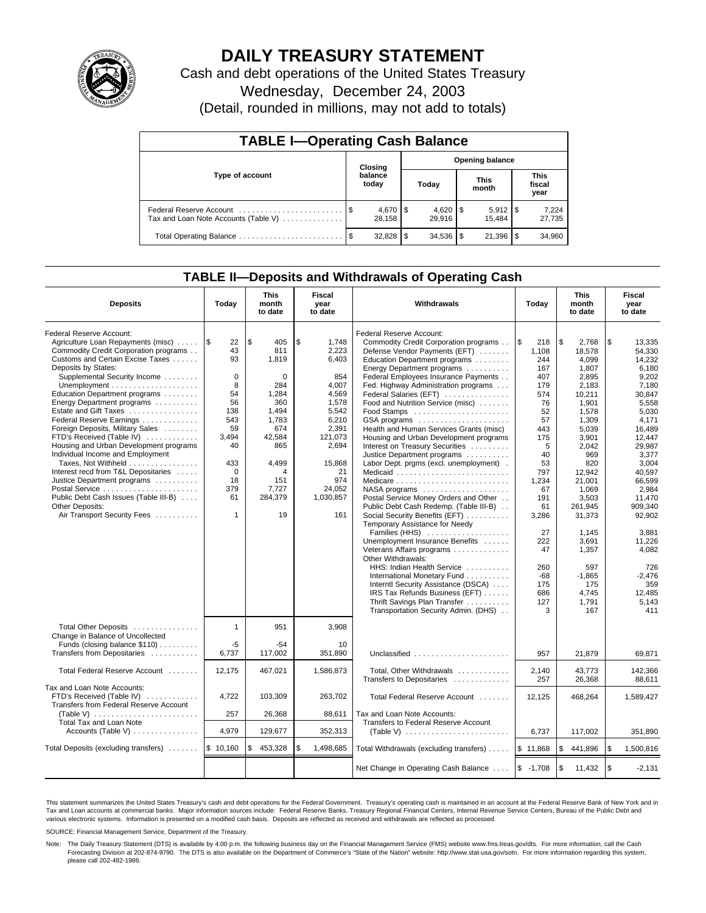# DAILY TREASURY STATEMENT

Cash and debt operations of the United States Treasury

Wednesday, December 24, 2003

(Detail, rounded in millions, may not add to totals)

## TABLE I—Operating Cash Balance

| Type of account | Closing balance today | Opening balance Today | Opening balance This month | Opening balance This fiscal year |
|---|---|---|---|---|
| Federal Reserve Account | $ 4,670 | $ 4,620 | $ 5,912 | $ 7,224 |
| Tax and Loan Note Accounts (Table V) | 28,158 | 29,916 | 15,484 | 27,735 |
| Total Operating Balance | $ 32,828 | $ 34,536 | $ 21,396 | $ 34,960 |

## TABLE II—Deposits and Withdrawals of Operating Cash

| Deposits | Today | This month to date | Fiscal year to date | Withdrawals | Today | This month to date | Fiscal year to date |
|---|---|---|---|---|---|---|---|
| Federal Reserve Account: | | | | Federal Reserve Account: | | | |
| Agriculture Loan Repayments (misc) | $ 22 | $ 405 | $ 1,748 | Commodity Credit Corporation programs | $ 218 | $ 2,768 | $ 13,335 |
| Commodity Credit Corporation programs | 43 | 811 | 2,223 | Defense Vendor Payments (EFT) | 1,108 | 18,578 | 54,330 |
| Customs and Certain Excise Taxes | 93 | 1,819 | 6,403 | Education Department programs | 244 | 4,099 | 14,232 |
| Deposits by States: | | | | Energy Department programs | 167 | 1,807 | 6,180 |
| Supplemental Security Income | 0 | 0 | 854 | Federal Employees Insurance Payments | 407 | 2,895 | 9,202 |
| Unemployment | 8 | 284 | 4,007 | Fed. Highway Administration programs | 179 | 2,183 | 7,180 |
| Education Department programs | 54 | 1,284 | 4,569 | Federal Salaries (EFT) | 574 | 10,211 | 30,847 |
| Energy Department programs | 56 | 360 | 1,578 | Food and Nutrition Service (misc) | 76 | 1,901 | 5,558 |
| Estate and Gift Taxes | 138 | 1,494 | 5,542 | Food Stamps | 52 | 1,578 | 5,030 |
| Federal Reserve Earnings | 543 | 1,783 | 6,210 | GSA programs | 57 | 1,309 | 4,171 |
| Foreign Deposits, Military Sales | 59 | 674 | 2,391 | Health and Human Services Grants (misc) | 443 | 5,039 | 16,489 |
| FTD's Received (Table IV) | 3,494 | 42,584 | 121,073 | Housing and Urban Development programs | 175 | 3,901 | 12,447 |
| Housing and Urban Development programs | 40 | 865 | 2,694 | Interest on Treasury Securities | 5 | 2,042 | 29,987 |
| Individual Income and Employment | | | | Justice Department programs | 40 | 969 | 3,377 |
| Taxes, Not Withheld | 433 | 4,499 | 15,868 | Labor Dept. prgms (excl. unemployment) | 53 | 820 | 3,004 |
| Interest recd from T&L Depositaries | 0 | 4 | 21 | Medicaid | 797 | 12,942 | 40,597 |
| Justice Department programs | 18 | 151 | 974 | Medicare | 1,234 | 21,001 | 66,599 |
| Postal Service | 379 | 7,727 | 24,052 | NASA programs | 67 | 1,069 | 2,984 |
| Public Debt Cash Issues (Table III-B) | 61 | 284,379 | 1,030,857 | Postal Service Money Orders and Other | 191 | 3,503 | 11,470 |
| Other Deposits: | | | | Public Debt Cash Redemp. (Table III-B) | 61 | 261,945 | 909,340 |
| Air Transport Security Fees | 1 | 19 | 161 | Social Security Benefits (EFT) | 3,286 | 31,373 | 92,902 |
| | | | | Temporary Assistance for Needy Families (HHS) | 27 | 1,145 | 3,881 |
| | | | | Unemployment Insurance Benefits | 222 | 3,691 | 11,226 |
| | | | | Veterans Affairs programs | 47 | 1,357 | 4,082 |
| | | | | Other Withdrawals: | | | |
| | | | | HHS: Indian Health Service | 260 | 597 | 726 |
| | | | | International Monetary Fund | -68 | -1,865 | -2,476 |
| | | | | Interntl Security Assistance (DSCA) | 175 | 175 | 359 |
| | | | | IRS Tax Refunds Business (EFT) | 686 | 4,745 | 12,485 |
| | | | | Thrift Savings Plan Transfer | 127 | 1,791 | 5,143 |
| | | | | Transportation Security Admin. (DHS) | 3 | 167 | 411 |
| Total Other Deposits | 1 | 951 | 3,908 | | | | |
| Change in Balance of Uncollected Funds (closing balance $110) | -5 | -54 | 10 | | | | |
| Transfers from Depositaries | 6,737 | 117,002 | 351,890 | Unclassified | 957 | 21,879 | 69,871 |
| Total Federal Reserve Account | 12,175 | 467,021 | 1,586,873 | Total, Other Withdrawals | 2,140 | 43,773 | 142,366 |
| | | | | Transfers to Depositaries | 257 | 26,368 | 88,611 |
| Tax and Loan Note Accounts: | | | | | | | |
| FTD's Received (Table IV) | 4,722 | 103,309 | 263,702 | Total Federal Reserve Account | 12,125 | 468,264 | 1,589,427 |
| Transfers from Federal Reserve Account (Table V) | 257 | 26,368 | 88,611 | Tax and Loan Note Accounts: | | | |
| Total Tax and Loan Note Accounts (Table V) | 4,979 | 129,677 | 352,313 | Transfers to Federal Reserve Account (Table V) | 6,737 | 117,002 | 351,890 |
| Total Deposits (excluding transfers) | $ 10,160 | $ 453,328 | $ 1,498,685 | Total Withdrawals (excluding transfers) | $ 11,868 | $ 441,896 | $ 1,500,816 |
| | | | | Net Change in Operating Cash Balance | $ -1,708 | $ 11,432 | $ -2,131 |

This statement summarizes the United States Treasury's cash and debt operations for the Federal Government. Treasury's operating cash is maintained in an account at the Federal Reserve Bank of New York and in Tax and Loan accounts at commercial banks. Major information sources include: Federal Reserve Banks, Treasury Regional Financial Centers, Internal Revenue Service Centers, Bureau of the Public Debt and various electronic systems. Information is presented on a modified cash basis. Deposits are reflected as received and withdrawals are reflected as processed.

SOURCE: Financial Management Service, Department of the Treasury.

Note: The Daily Treasury Statement (DTS) is available by 4:00 p.m. the following business day on the Financial Management Service (FMS) website www.fms.treas.gov/dts. For more information, call the Cash Forecasting Division at 202-874-9790. The DTS is also available on the Department of Commerce's "State of the Nation" website: http://www.stat-usa.gov/sotn. For more information regarding this system, please call 202-482-1986.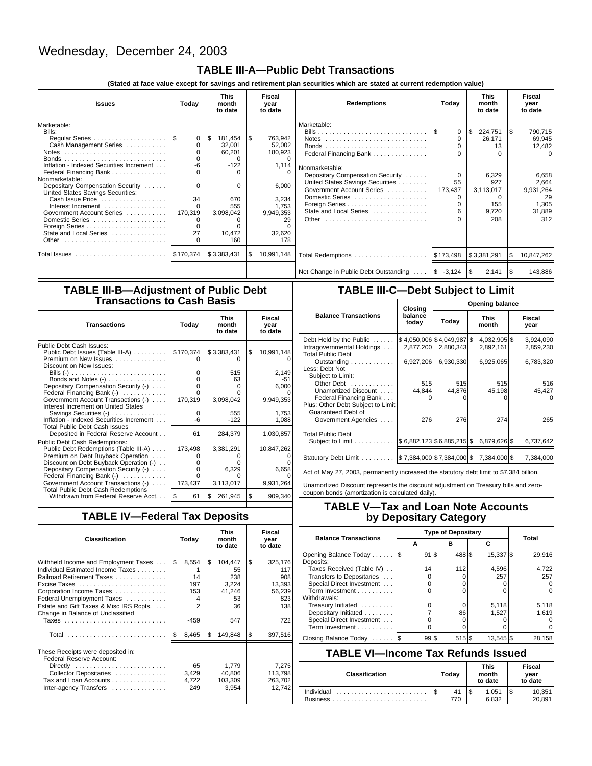Wednesday, December 24, 2003

## TABLE III-A—Public Debt Transactions

(Stated at face value except for savings and retirement plan securities which are stated at current redemption value)

| Issues | Today | This month to date | Fiscal year to date |
|---|---|---|---|
| Marketable: | | | |
| Bills: | | | |
| Regular Series | $ 0 | $ 181,454 | $ 763,942 |
| Cash Management Series | 0 | 32,001 | 52,002 |
| Notes | 0 | 60,201 | 180,923 |
| Bonds | 0 | 0 | 0 |
| Inflation - Indexed Securities Increment | -6 | -122 | 1,114 |
| Federal Financing Bank | 0 | 0 | 0 |
| Nonmarketable: | | | |
| Depositary Compensation Security | 0 | 0 | 6,000 |
| United States Savings Securities: | | | |
| Cash Issue Price | 34 | 670 | 3,234 |
| Interest Increment | 0 | 555 | 1,753 |
| Government Account Series | 170,319 | 3,098,042 | 9,949,353 |
| Domestic Series | 0 | 0 | 29 |
| Foreign Series | 0 | 0 | 0 |
| State and Local Series | 27 | 10,472 | 32,620 |
| Other | 0 | 160 | 178 |
| Total Issues | $170,374 | $3,383,431 | $ 10,991,148 |

| Redemptions | Today | This month to date | Fiscal year to date |
|---|---|---|---|
| Marketable: | | | |
| Bills | $ 0 | $ 224,751 | $ 790,715 |
| Notes | 0 | 26,171 | 69,945 |
| Bonds | 0 | 13 | 12,482 |
| Federal Financing Bank | 0 | 0 | 0 |
| Nonmarketable: | | | |
| Depositary Compensation Security | 0 | 6,329 | 6,658 |
| United States Savings Securities | 55 | 927 | 2,664 |
| Government Account Series | 173,437 | 3,113,017 | 9,931,264 |
| Domestic Series | 0 | 0 | 29 |
| Foreign Series | 0 | 155 | 1,305 |
| State and Local Series | 6 | 9,720 | 31,889 |
| Other | 0 | 208 | 312 |
| Total Redemptions | $173,498 | $3,381,291 | $ 10,847,262 |
| Net Change in Public Debt Outstanding | $ -3,124 | $ 2,141 | $ 143,886 |

## TABLE III-B—Adjustment of Public Debt Transactions to Cash Basis

| Transactions | Today | This month to date | Fiscal year to date |
|---|---|---|---|
| Public Debt Cash Issues: | | | |
| Public Debt Issues (Table III-A) | $170,374 | $3,383,431 | $ 10,991,148 |
| Premium on New Issues | 0 | 0 | 0 |
| Discount on New Issues: | | | |
| Bills (-) | 0 | 515 | 2,149 |
| Bonds and Notes (-) | 0 | 63 | -51 |
| Depositary Compensation Security (-) | 0 | 0 | 6,000 |
| Federal Financing Bank (-) | 0 | 0 | 0 |
| Government Account Transactions (-) | 170,319 | 3,098,042 | 9,949,353 |
| Interest Increment on United States Savings Securities (-) | 0 | 555 | 1,753 |
| Inflation - Indexed Securities Increment | -6 | -122 | 1,088 |
| Total Public Debt Cash Issues Deposited in Federal Reserve Account | 61 | 284,379 | 1,030,857 |
| Public Debt Cash Redemptions: | | | |
| Public Debt Redemptions (Table III-A) | 173,498 | 3,381,291 | 10,847,262 |
| Premium on Debt Buyback Operation | 0 | 0 | 0 |
| Discount on Debt Buyback Operation (-) | 0 | 0 | 0 |
| Depositary Compensation Security (-) | 0 | 6,329 | 6,658 |
| Federal Financing Bank (-) | 0 | 0 | 0 |
| Government Account Transactions (-) | 173,437 | 3,113,017 | 9,931,264 |
| Total Public Debt Cash Redemptions Withdrawn from Federal Reserve Acct. | $ 61 | $ 261,945 | $ 909,340 |

## TABLE III-C—Debt Subject to Limit

| Balance Transactions | Closing balance today | Opening balance Today | Opening balance This month | Opening balance Fiscal year |
|---|---|---|---|---|
| Debt Held by the Public | $ 4,050,006 | $ 4,049,987 | $ 4,032,905 | $ 3,924,090 |
| Intragovernmental Holdings | 2,877,200 | 2,880,343 | 2,892,161 | 2,859,230 |
| Total Public Debt Outstanding | 6,927,206 | 6,930,330 | 6,925,065 | 6,783,320 |
| Less: Debt Not Subject to Limit: | | | | |
| Other Debt | 515 | 515 | 515 | 516 |
| Unamortized Discount | 44,844 | 44,876 | 45,198 | 45,427 |
| Federal Financing Bank | 0 | 0 | 0 | 0 |
| Plus: Other Debt Subject to Limit Guaranteed Debt of Government Agencies | 276 | 276 | 274 | 265 |
| Total Public Debt Subject to Limit | $ 6,882,123 | $ 6,885,215 | $ 6,879,626 | $ 6,737,642 |
| Statutory Debt Limit | $ 7,384,000 | $ 7,384,000 | $ 7,384,000 | $ 7,384,000 |

Act of May 27, 2003, permanently increased the statutory debt limit to $7,384 billion.

Unamortized Discount represents the discount adjustment on Treasury bills and zero-coupon bonds (amortization is calculated daily).

## TABLE IV—Federal Tax Deposits

| Classification | Today | This month to date | Fiscal year to date |
|---|---|---|---|
| Withheld Income and Employment Taxes | $ 8,554 | $ 104,447 | $ 325,176 |
| Individual Estimated Income Taxes | 1 | 55 | 117 |
| Railroad Retirement Taxes | 14 | 238 | 908 |
| Excise Taxes | 197 | 3,224 | 13,393 |
| Corporation Income Taxes | 153 | 41,246 | 56,239 |
| Federal Unemployment Taxes | 4 | 53 | 823 |
| Estate and Gift Taxes & Misc IRS Rcpts. | 2 | 36 | 138 |
| Change in Balance of Unclassified Taxes | -459 | 547 | 722 |
| Total | $ 8,465 | $ 149,848 | $ 397,516 |
| These Receipts were deposited in: | | | |
| Federal Reserve Account: | | | |
| Directly | 65 | 1,779 | 7,275 |
| Collector Depositaries | 3,429 | 40,806 | 113,798 |
| Tax and Loan Accounts | 4,722 | 103,309 | 263,702 |
| Inter-agency Transfers | 249 | 3,954 | 12,742 |

## TABLE V—Tax and Loan Note Accounts by Depositary Category

| Balance Transactions | Type of Depositary A | B | C | Total |
|---|---|---|---|---|
| Opening Balance Today | $ 91 | $ 488 | $ 15,337 | $ 29,916 |
| Deposits: | | | | |
| Taxes Received (Table IV) | 14 | 112 | 4,596 | 4,722 |
| Transfers to Depositaries | 0 | 0 | 257 | 257 |
| Special Direct Investment | 0 | 0 | 0 | 0 |
| Term Investment | 0 | 0 | 0 | 0 |
| Withdrawals: | | | | |
| Treasury Initiated | 0 | 0 | 5,118 | 5,118 |
| Depositary Initiated | 7 | 86 | 1,527 | 1,619 |
| Special Direct Investment | 0 | 0 | 0 | 0 |
| Term Investment | 0 | 0 | 0 | 0 |
| Closing Balance Today | $ 99 | $ 515 | $ 13,545 | $ 28,158 |

## TABLE VI—Income Tax Refunds Issued

| Classification | Today | This month to date | Fiscal year to date |
|---|---|---|---|
| Individual | $ 41 | $ 1,051 | $ 10,351 |
| Business | 770 | 6,832 | 20,891 |